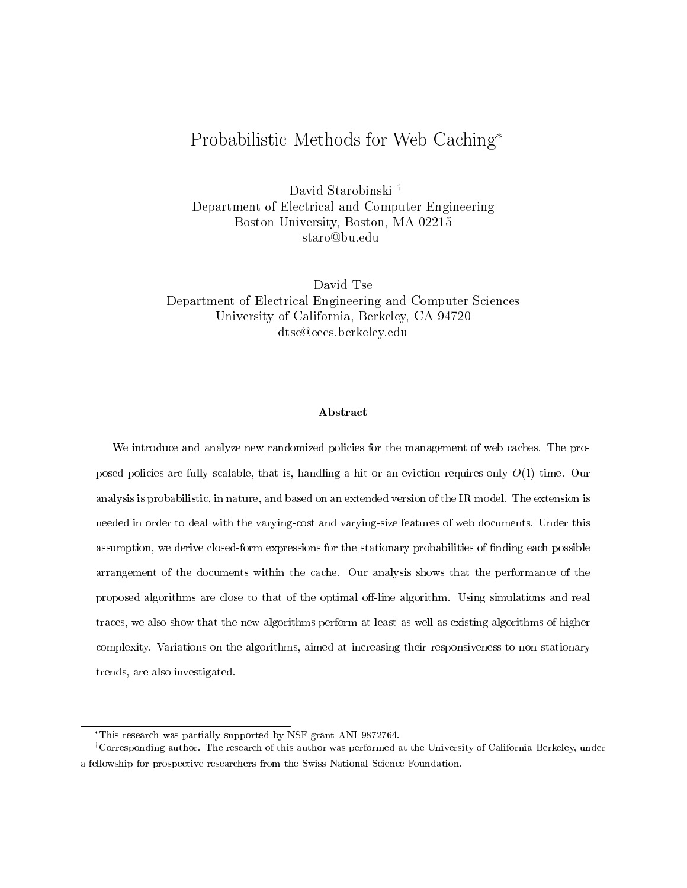# Probabilistic Methods for Web Caching*

David Starobinski †
Department of Electrical and Computer Engineering
Boston University, Boston, MA 02215
staro@bu.edu

David Tse
Department of Electrical Engineering and Computer Sciences
University of California, Berkeley, CA 94720
dtse@eecs.berkeley.edu

### Abstract

We introduce and analyze new randomized policies for the management of web caches. The proposed policies are fully scalable, that is, handling a hit or an eviction requires only $O(1)$ time. Our analysis is probabilistic, in nature, and based on an extended version of the IR model. The extension is needed in order to deal with the varying-cost and varying-size features of web documents. Under this assumption, we derive closed-form expressions for the stationary probabilities of finding each possible arrangement of the documents within the cache. Our analysis shows that the performance of the proposed algorithms are close to that of the optimal off-line algorithm. Using simulations and real traces, we also show that the new algorithms perform at least as well as existing algorithms of higher complexity. Variations on the algorithms, aimed at increasing their responsiveness to non-stationary trends, are also investigated.

---

*This research was partially supported by NSF grant ANI-9872764.

†Corresponding author. The research of this author was performed at the University of California Berkeley, under a fellowship for prospective researchers from the Swiss National Science Foundation.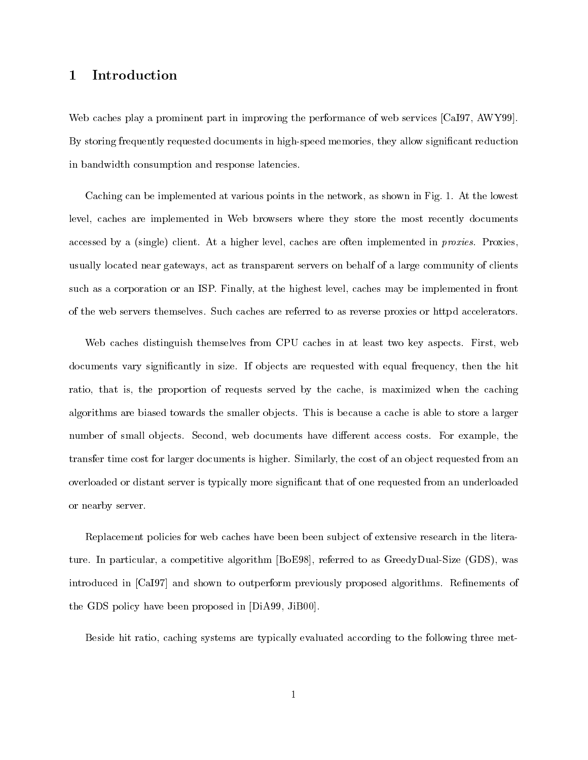# 1 Introduction

Web caches play a prominent part in improving the performance of web services [CaI97, AWY99]. By storing frequently requested documents in high-speed memories, they allow significant reduction in bandwidth consumption and response latencies.

Caching can be implemented at various points in the network, as shown in Fig. 1. At the lowest level, caches are implemented in Web browsers where they store the most recently documents accessed by a (single) client. At a higher level, caches are often implemented in *proxies*. Proxies, usually located near gateways, act as transparent servers on behalf of a large community of clients such as a corporation or an ISP. Finally, at the highest level, caches may be implemented in front of the web servers themselves. Such caches are referred to as reverse proxies or httpd accelerators.

Web caches distinguish themselves from CPU caches in at least two key aspects. First, web documents vary significantly in size. If objects are requested with equal frequency, then the hit ratio, that is, the proportion of requests served by the cache, is maximized when the caching algorithms are biased towards the smaller objects. This is because a cache is able to store a larger number of small objects. Second, web documents have different access costs. For example, the transfer time cost for larger documents is higher. Similarly, the cost of an object requested from an overloaded or distant server is typically more significant that of one requested from an underloaded or nearby server.

Replacement policies for web caches have been been subject of extensive research in the literature. In particular, a competitive algorithm [BoE98], referred to as GreedyDual-Size (GDS), was introduced in [CaI97] and shown to outperform previously proposed algorithms. Refinements of the GDS policy have been proposed in [DiA99, JiB00].

Beside hit ratio, caching systems are typically evaluated according to the following three met-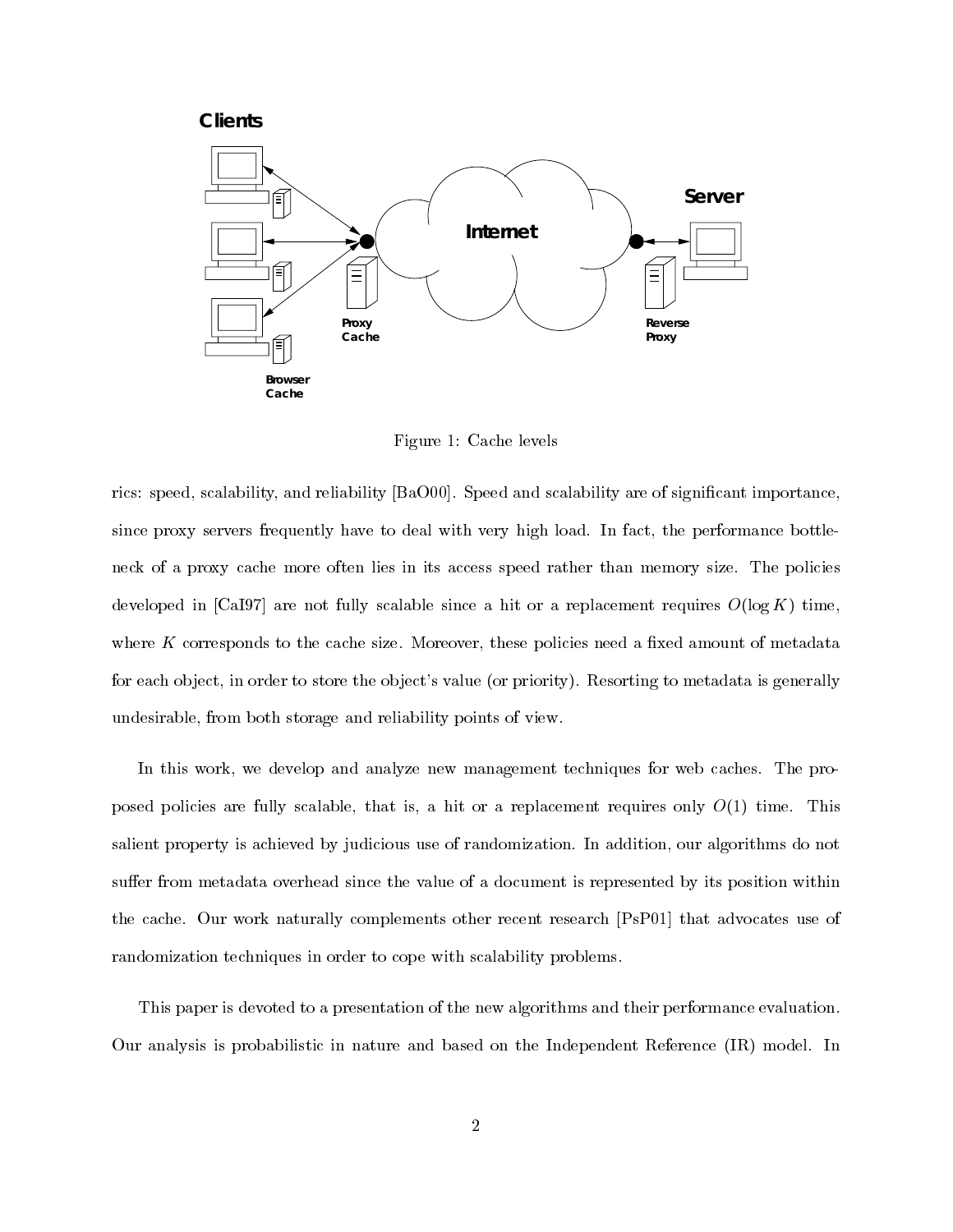Figure 1: Cache levels

rics: speed, scalability, and reliability [BaO00]. Speed and scalability are of significant importance, since proxy servers frequently have to deal with very high load. In fact, the performance bottleneck of a proxy cache more often lies in its access speed rather than memory size. The policies developed in [CaI97] are not fully scalable since a hit or a replacement requires $O(\log K)$ time, where $K$ corresponds to the cache size. Moreover, these policies need a fixed amount of metadata for each object, in order to store the object's value (or priority). Resorting to metadata is generally undesirable, from both storage and reliability points of view.

In this work, we develop and analyze new management techniques for web caches. The proposed policies are fully scalable, that is, a hit or a replacement requires only $O(1)$ time. This salient property is achieved by judicious use of randomization. In addition, our algorithms do not suffer from metadata overhead since the value of a document is represented by its position within the cache. Our work naturally complements other recent research [PsP01] that advocates use of randomization techniques in order to cope with scalability problems.

This paper is devoted to a presentation of the new algorithms and their performance evaluation. Our analysis is probabilistic in nature and based on the Independent Reference (IR) model. In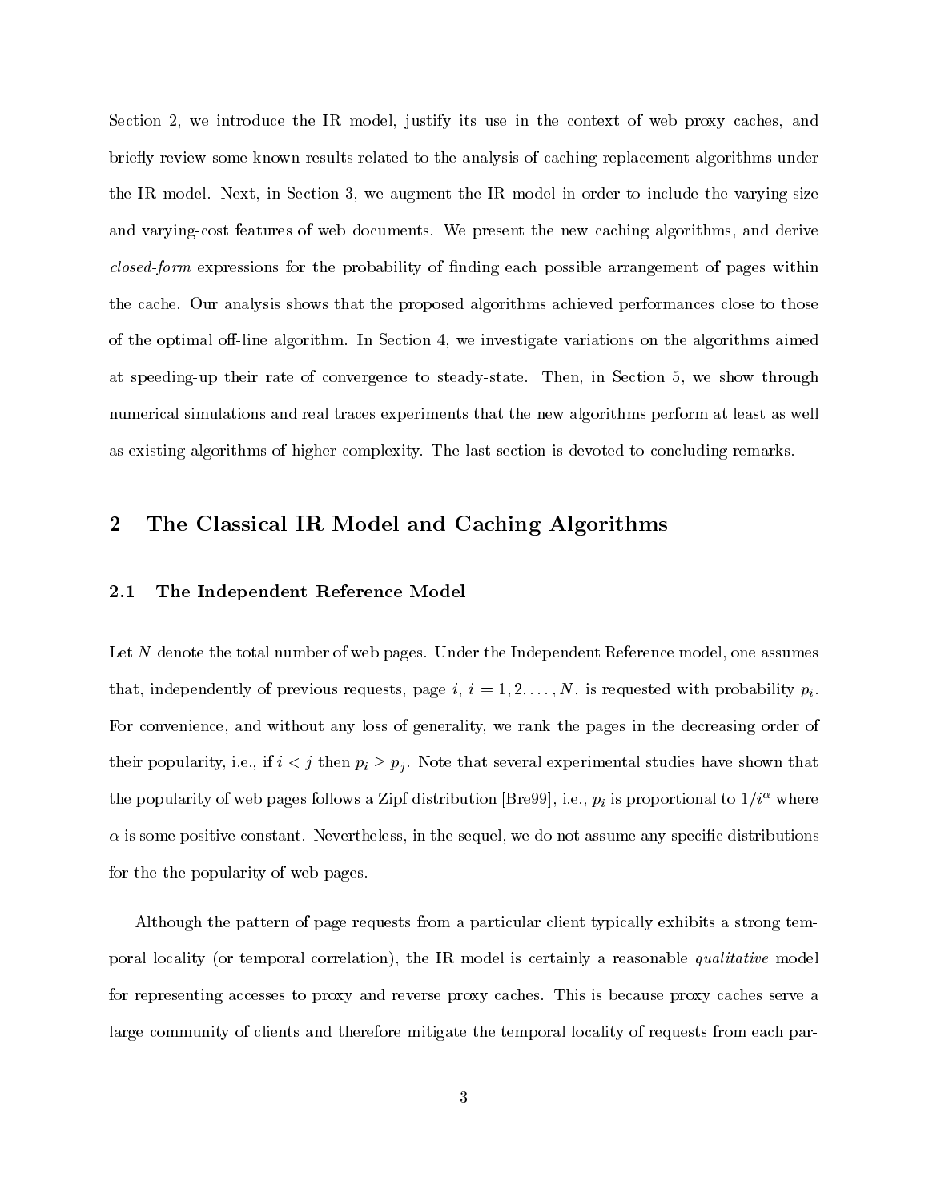Section 2, we introduce the IR model, justify its use in the context of web proxy caches, and briefly review some known results related to the analysis of caching replacement algorithms under the IR model. Next, in Section 3, we augment the IR model in order to include the varying-size and varying-cost features of web documents. We present the new caching algorithms, and derive *closed-form* expressions for the probability of finding each possible arrangement of pages within the cache. Our analysis shows that the proposed algorithms achieved performances close to those of the optimal off-line algorithm. In Section 4, we investigate variations on the algorithms aimed at speeding-up their rate of convergence to steady-state. Then, in Section 5, we show through numerical simulations and real traces experiments that the new algorithms perform at least as well as existing algorithms of higher complexity. The last section is devoted to concluding remarks.

## 2 The Classical IR Model and Caching Algorithms

### 2.1 The Independent Reference Model

Let $N$ denote the total number of web pages. Under the Independent Reference model, one assumes that, independently of previous requests, page $i$, $i = 1, 2, \ldots, N$, is requested with probability $p_i$. For convenience, and without any loss of generality, we rank the pages in the decreasing order of their popularity, i.e., if $i < j$ then $p_i \geq p_j$. Note that several experimental studies have shown that the popularity of web pages follows a Zipf distribution [Bre99], i.e., $p_i$ is proportional to $1/i^{\alpha}$ where $\alpha$ is some positive constant. Nevertheless, in the sequel, we do not assume any specific distributions for the the popularity of web pages.

Although the pattern of page requests from a particular client typically exhibits a strong temporal locality (or temporal correlation), the IR model is certainly a reasonable *qualitative* model for representing accesses to proxy and reverse proxy caches. This is because proxy caches serve a large community of clients and therefore mitigate the temporal locality of requests from each par-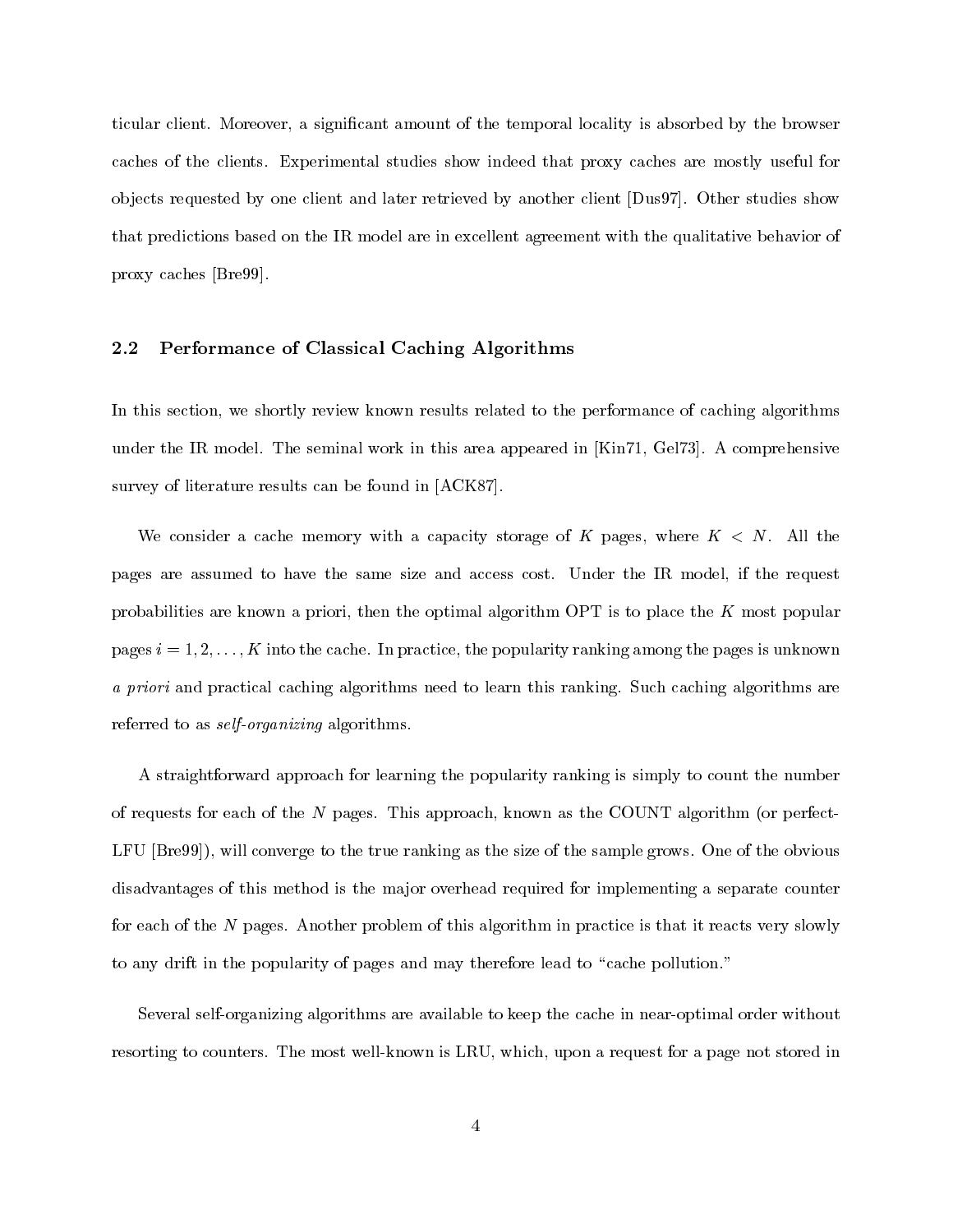ticular client. Moreover, a significant amount of the temporal locality is absorbed by the browser caches of the clients. Experimental studies show indeed that proxy caches are mostly useful for objects requested by one client and later retrieved by another client [Dus97]. Other studies show that predictions based on the IR model are in excellent agreement with the qualitative behavior of proxy caches [Bre99].

## 2.2 Performance of Classical Caching Algorithms

In this section, we shortly review known results related to the performance of caching algorithms under the IR model. The seminal work in this area appeared in [Kin71, Gel73]. A comprehensive survey of literature results can be found in [ACK87].

We consider a cache memory with a capacity storage of $K$ pages, where $K < N$. All the pages are assumed to have the same size and access cost. Under the IR model, if the request probabilities are known a priori, then the optimal algorithm OPT is to place the $K$ most popular pages $i = 1, 2, \ldots, K$ into the cache. In practice, the popularity ranking among the pages is unknown *a priori* and practical caching algorithms need to learn this ranking. Such caching algorithms are referred to as *self-organizing* algorithms.

A straightforward approach for learning the popularity ranking is simply to count the number of requests for each of the $N$ pages. This approach, known as the COUNT algorithm (or perfect-LFU [Bre99]), will converge to the true ranking as the size of the sample grows. One of the obvious disadvantages of this method is the major overhead required for implementing a separate counter for each of the $N$ pages. Another problem of this algorithm in practice is that it reacts very slowly to any drift in the popularity of pages and may therefore lead to "cache pollution."

Several self-organizing algorithms are available to keep the cache in near-optimal order without resorting to counters. The most well-known is LRU, which, upon a request for a page not stored in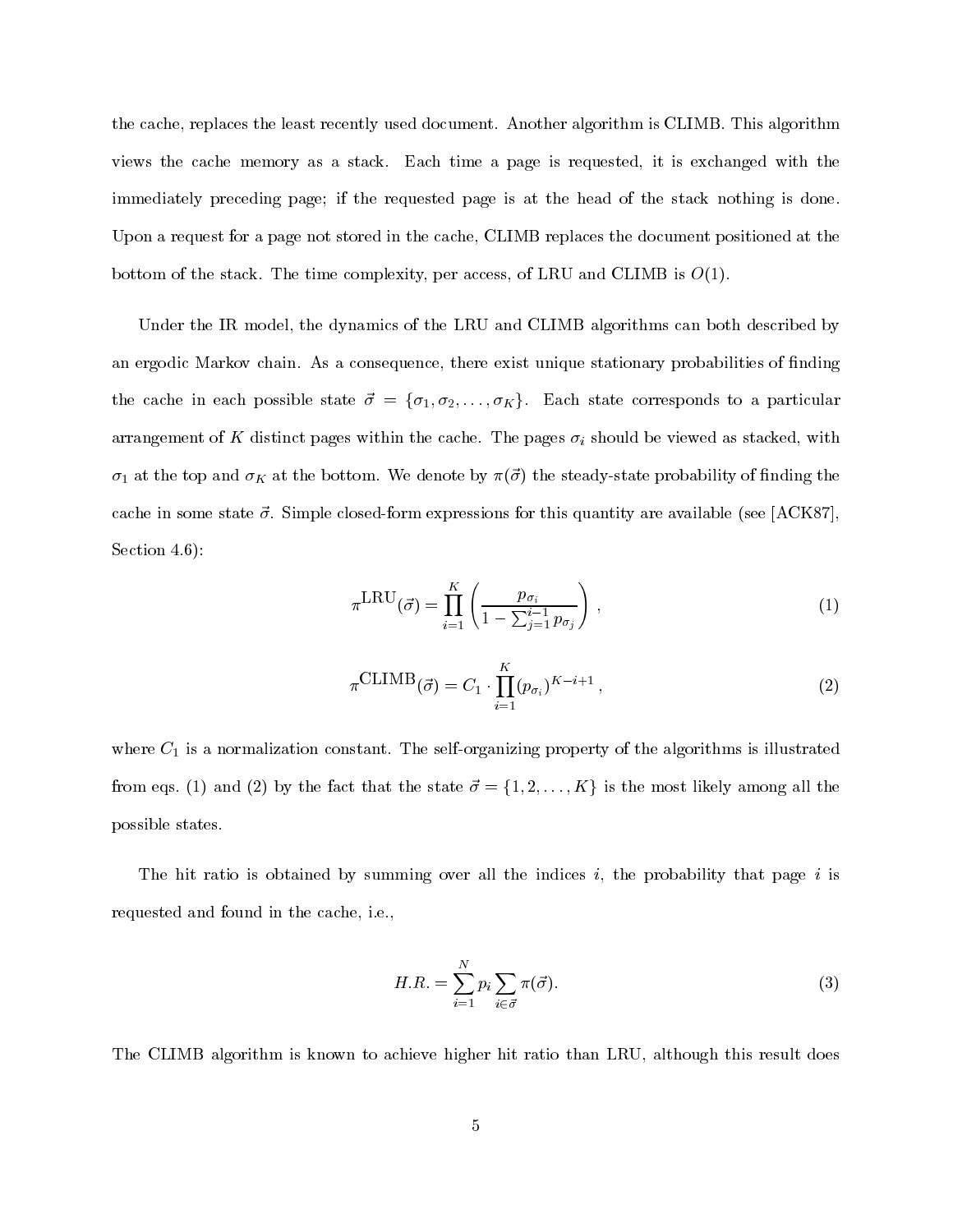the cache, replaces the least recently used document. Another algorithm is CLIMB. This algorithm views the cache memory as a stack. Each time a page is requested, it is exchanged with the immediately preceding page; if the requested page is at the head of the stack nothing is done. Upon a request for a page not stored in the cache, CLIMB replaces the document positioned at the bottom of the stack. The time complexity, per access, of LRU and CLIMB is $O(1)$.

Under the IR model, the dynamics of the LRU and CLIMB algorithms can both described by an ergodic Markov chain. As a consequence, there exist unique stationary probabilities of finding the cache in each possible state $\vec{\sigma} = \{\sigma_1, \sigma_2, \ldots, \sigma_K\}$. Each state corresponds to a particular arrangement of $K$ distinct pages within the cache. The pages $\sigma_i$ should be viewed as stacked, with $\sigma_1$ at the top and $\sigma_K$ at the bottom. We denote by $\pi(\vec{\sigma})$ the steady-state probability of finding the cache in some state $\vec{\sigma}$. Simple closed-form expressions for this quantity are available (see [ACK87], Section 4.6):

$$\pi^{\mathrm{LRU}}(\vec{\sigma}) = \prod_{i=1}^{K} \left( \frac{p_{\sigma_i}}{1 - \sum_{j=1}^{i-1} p_{\sigma_j}} \right) , \tag{1}$$

$$\pi^{\mathrm{CLIMB}}(\vec{\sigma}) = C_1 \cdot \prod_{i=1}^{K} (p_{\sigma_i})^{K-i+1} , \tag{2}$$

where $C_1$ is a normalization constant. The self-organizing property of the algorithms is illustrated from eqs. (1) and (2) by the fact that the state $\vec{\sigma} = \{1, 2, \ldots, K\}$ is the most likely among all the possible states.

The hit ratio is obtained by summing over all the indices $i$, the probability that page $i$ is requested and found in the cache, i.e.,

$$H.R. = \sum_{i=1}^{N} p_i \sum_{i \in \vec{\sigma}} \pi(\vec{\sigma}). \tag{3}$$

The CLIMB algorithm is known to achieve higher hit ratio than LRU, although this result does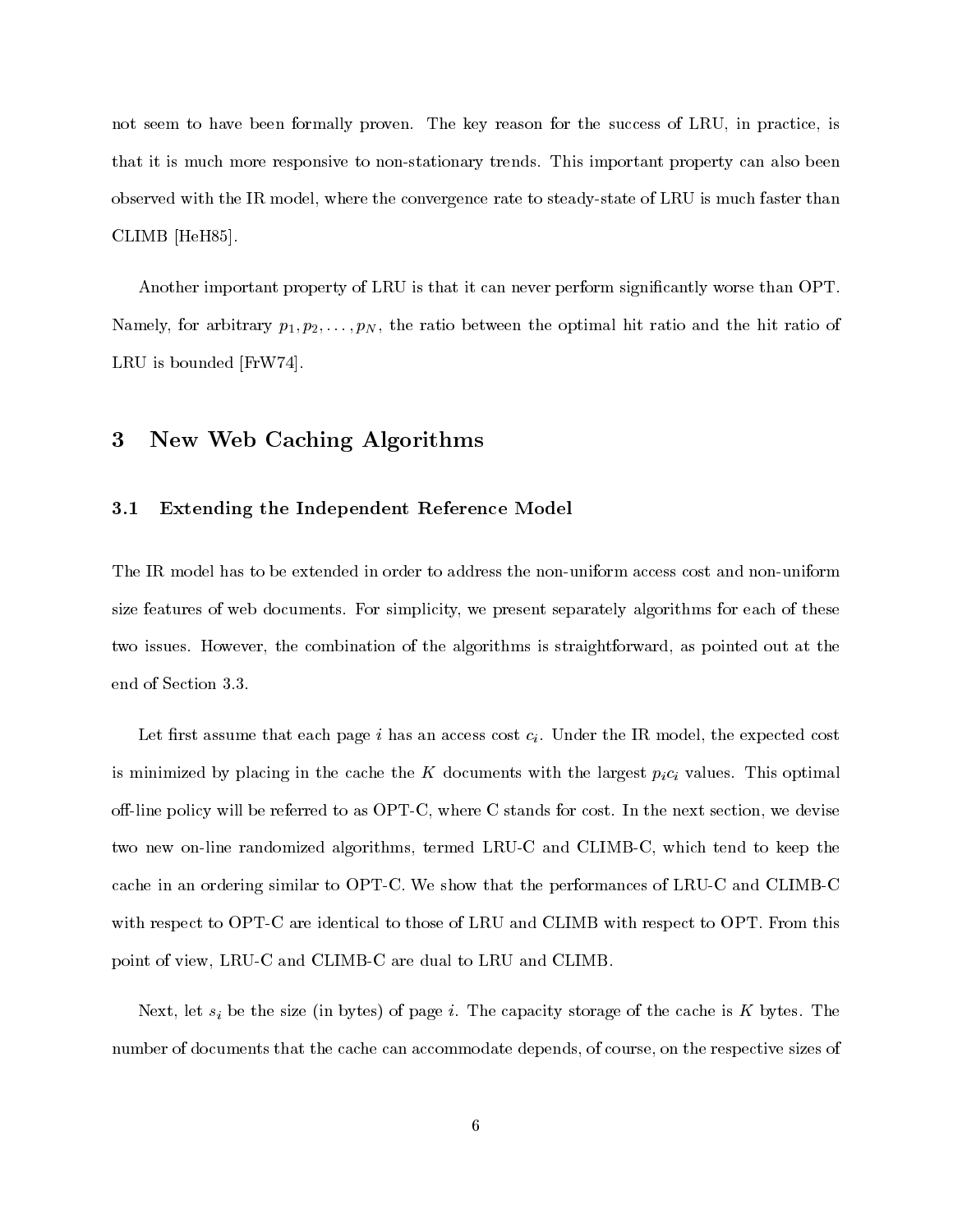not seem to have been formally proven. The key reason for the success of LRU, in practice, is that it is much more responsive to non-stationary trends. This important property can also been observed with the IR model, where the convergence rate to steady-state of LRU is much faster than CLIMB [HeH85].

Another important property of LRU is that it can never perform significantly worse than OPT. Namely, for arbitrary $p_1, p_2, \ldots, p_N$, the ratio between the optimal hit ratio and the hit ratio of LRU is bounded [FrW74].

## 3 New Web Caching Algorithms

### 3.1 Extending the Independent Reference Model

The IR model has to be extended in order to address the non-uniform access cost and non-uniform size features of web documents. For simplicity, we present separately algorithms for each of these two issues. However, the combination of the algorithms is straightforward, as pointed out at the end of Section 3.3.

Let first assume that each page $i$ has an access cost $c_i$. Under the IR model, the expected cost is minimized by placing in the cache the $K$ documents with the largest $p_i c_i$ values. This optimal off-line policy will be referred to as OPT-C, where C stands for cost. In the next section, we devise two new on-line randomized algorithms, termed LRU-C and CLIMB-C, which tend to keep the cache in an ordering similar to OPT-C. We show that the performances of LRU-C and CLIMB-C with respect to OPT-C are identical to those of LRU and CLIMB with respect to OPT. From this point of view, LRU-C and CLIMB-C are dual to LRU and CLIMB.

Next, let $s_i$ be the size (in bytes) of page $i$. The capacity storage of the cache is $K$ bytes. The number of documents that the cache can accommodate depends, of course, on the respective sizes of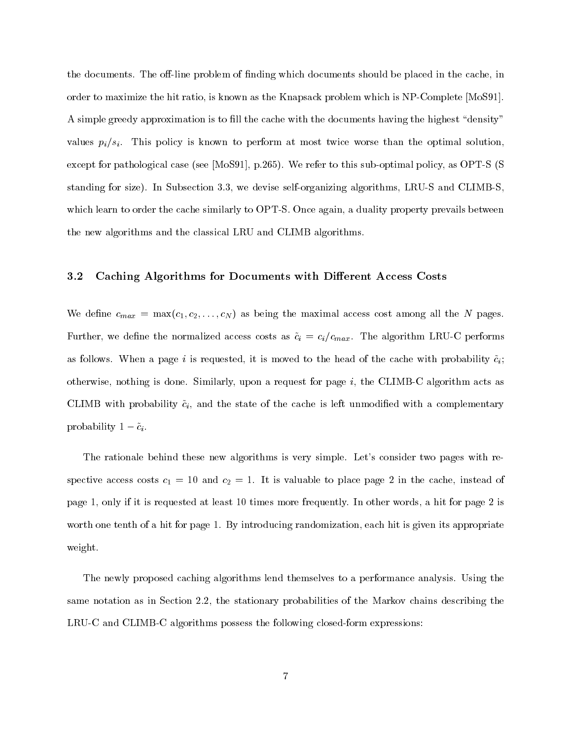the documents. The off-line problem of finding which documents should be placed in the cache, in order to maximize the hit ratio, is known as the Knapsack problem which is NP-Complete [MoS91]. A simple greedy approximation is to fill the cache with the documents having the highest "density" values $p_i/s_i$. This policy is known to perform at most twice worse than the optimal solution, except for pathological case (see [MoS91], p.265). We refer to this sub-optimal policy, as OPT-S (S standing for size). In Subsection 3.3, we devise self-organizing algorithms, LRU-S and CLIMB-S, which learn to order the cache similarly to OPT-S. Once again, a duality property prevails between the new algorithms and the classical LRU and CLIMB algorithms.

## 3.2 Caching Algorithms for Documents with Different Access Costs

We define $c_{max} = \max(c_1, c_2, \ldots, c_N)$ as being the maximal access cost among all the $N$ pages. Further, we define the normalized access costs as $\tilde{c}_i = c_i/c_{max}$. The algorithm LRU-C performs as follows. When a page $i$ is requested, it is moved to the head of the cache with probability $\tilde{c}_i$; otherwise, nothing is done. Similarly, upon a request for page $i$, the CLIMB-C algorithm acts as CLIMB with probability $\tilde{c}_i$, and the state of the cache is left unmodified with a complementary probability $1 - \tilde{c}_i$.

The rationale behind these new algorithms is very simple. Let's consider two pages with respective access costs $c_1 = 10$ and $c_2 = 1$. It is valuable to place page 2 in the cache, instead of page 1, only if it is requested at least 10 times more frequently. In other words, a hit for page 2 is worth one tenth of a hit for page 1. By introducing randomization, each hit is given its appropriate weight.

The newly proposed caching algorithms lend themselves to a performance analysis. Using the same notation as in Section 2.2, the stationary probabilities of the Markov chains describing the LRU-C and CLIMB-C algorithms possess the following closed-form expressions: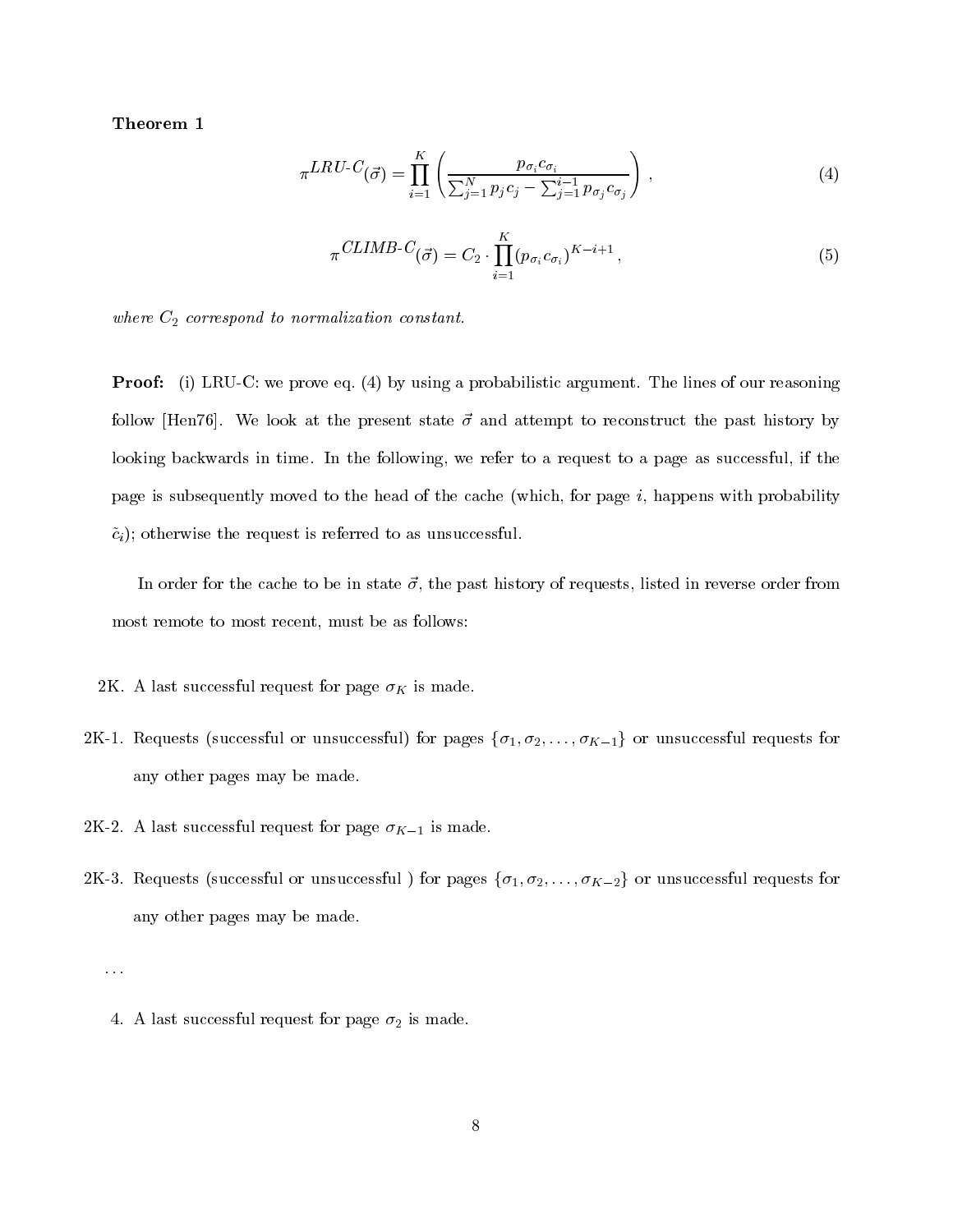**Theorem 1**

$$\pi^{LRU\text{-}C}(\vec{\sigma}) = \prod_{i=1}^{K} \left( \frac{p_{\sigma_i} c_{\sigma_i}}{\sum_{j=1}^{N} p_j c_j - \sum_{j=1}^{i-1} p_{\sigma_j} c_{\sigma_j}} \right) , \tag{4}$$

$$\pi^{CLIMB\text{-}C}(\vec{\sigma}) = C_2 \cdot \prod_{i=1}^{K} (p_{\sigma_i} c_{\sigma_i})^{K-i+1} , \tag{5}$$

*where $C_2$ correspond to normalization constant.*

**Proof:** (i) LRU-C: we prove eq. (4) by using a probabilistic argument. The lines of our reasoning follow [Hen76]. We look at the present state $\vec{\sigma}$ and attempt to reconstruct the past history by looking backwards in time. In the following, we refer to a request to a page as successful, if the page is subsequently moved to the head of the cache (which, for page $i$, happens with probability $\tilde{c}_i$); otherwise the request is referred to as unsuccessful.

In order for the cache to be in state $\vec{\sigma}$, the past history of requests, listed in reverse order from most remote to most recent, must be as follows:

2K. A last successful request for page $\sigma_K$ is made.

2K-1. Requests (successful or unsuccessful) for pages $\{\sigma_1, \sigma_2, \ldots, \sigma_{K-1}\}$ or unsuccessful requests for any other pages may be made.

2K-2. A last successful request for page $\sigma_{K-1}$ is made.

2K-3. Requests (successful or unsuccessful ) for pages $\{\sigma_1, \sigma_2, \ldots, \sigma_{K-2}\}$ or unsuccessful requests for any other pages may be made.

...

4. A last successful request for page $\sigma_2$ is made.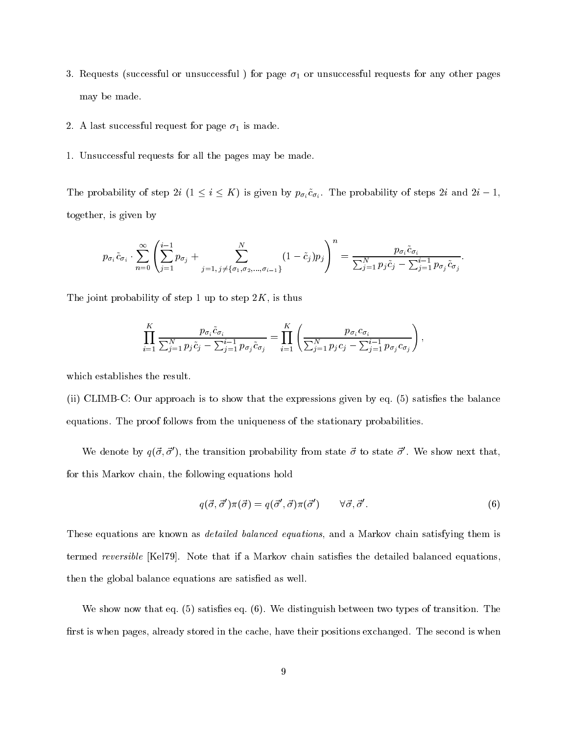3. Requests (successful or unsuccessful ) for page $\sigma_1$ or unsuccessful requests for any other pages may be made.

2. A last successful request for page $\sigma_1$ is made.

1. Unsuccessful requests for all the pages may be made.

The probability of step $2i$ ($1 \leq i \leq K$) is given by $p_{\sigma_i}\tilde{c}_{\sigma_i}$. The probability of steps $2i$ and $2i-1$, together, is given by

$$p_{\sigma_i}\tilde{c}_{\sigma_i} \cdot \sum_{n=0}^{\infty} \left( \sum_{j=1}^{i-1} p_{\sigma_j} + \sum_{j=1,\, j \neq \{\sigma_1, \sigma_2, \ldots, \sigma_{i-1}\}}^{N} (1-\tilde{c}_j)p_j \right)^n = \frac{p_{\sigma_i}\tilde{c}_{\sigma_i}}{\sum_{j=1}^{N} p_j \tilde{c}_j - \sum_{j=1}^{i-1} p_{\sigma_j}\tilde{c}_{\sigma_j}}.$$

The joint probability of step 1 up to step $2K$, is thus

$$\prod_{i=1}^{K} \frac{p_{\sigma_i}\tilde{c}_{\sigma_i}}{\sum_{j=1}^{N} p_j \tilde{c}_j - \sum_{j=1}^{i-1} p_{\sigma_j}\tilde{c}_{\sigma_j}} = \prod_{i=1}^{K} \left( \frac{p_{\sigma_i}c_{\sigma_i}}{\sum_{j=1}^{N} p_j c_j - \sum_{j=1}^{i-1} p_{\sigma_j}c_{\sigma_j}} \right),$$

which establishes the result.

(ii) CLIMB-C: Our approach is to show that the expressions given by eq. (5) satisfies the balance equations. The proof follows from the uniqueness of the stationary probabilities.

We denote by $q(\vec{\sigma}, \vec{\sigma}')$, the transition probability from state $\vec{\sigma}$ to state $\vec{\sigma}'$. We show next that, for this Markov chain, the following equations hold

$$q(\vec{\sigma}, \vec{\sigma}')\pi(\vec{\sigma}) = q(\vec{\sigma}', \vec{\sigma})\pi(\vec{\sigma}') \qquad \forall \vec{\sigma}, \vec{\sigma}'. \tag{6}$$

These equations are known as *detailed balanced equations*, and a Markov chain satisfying them is termed *reversible* [Kel79]. Note that if a Markov chain satisfies the detailed balanced equations, then the global balance equations are satisfied as well.

We show now that eq. (5) satisfies eq. (6). We distinguish between two types of transition. The first is when pages, already stored in the cache, have their positions exchanged. The second is when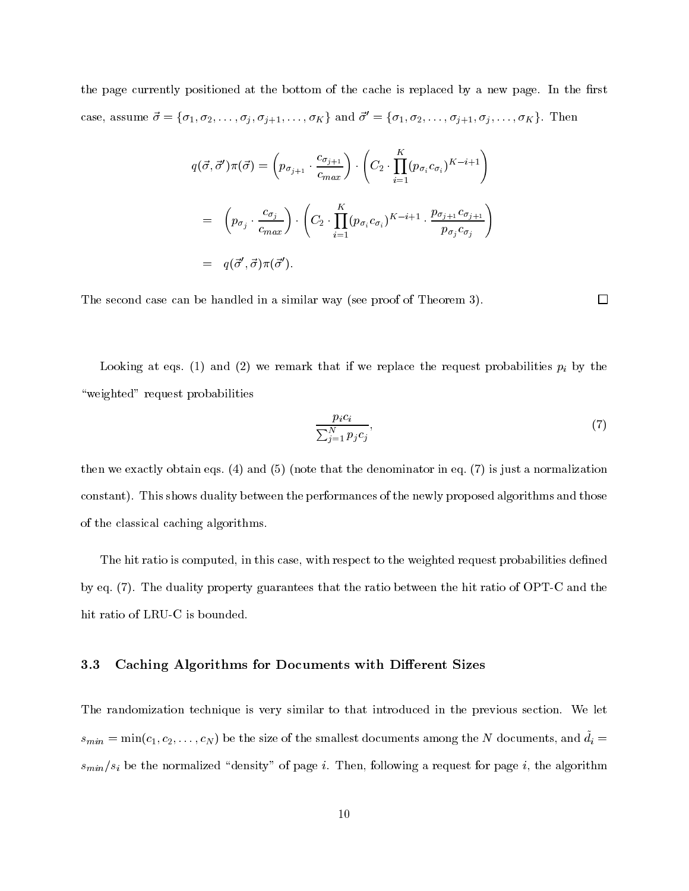the page currently positioned at the bottom of the cache is replaced by a new page. In the first case, assume $\vec{\sigma} = \{\sigma_1, \sigma_2, \ldots, \sigma_j, \sigma_{j+1}, \ldots, \sigma_K\}$ and $\vec{\sigma}' = \{\sigma_1, \sigma_2, \ldots, \sigma_{j+1}, \sigma_j, \ldots, \sigma_K\}$. Then

$$
\begin{aligned}
q(\vec{\sigma}, \vec{\sigma}')\pi(\vec{\sigma}) &= \left(p_{\sigma_{j+1}} \cdot \frac{c_{\sigma_{j+1}}}{c_{max}}\right) \cdot \left(C_2 \cdot \prod_{i=1}^{K} (p_{\sigma_i} c_{\sigma_i})^{K-i+1}\right) \\
&= \left(p_{\sigma_j} \cdot \frac{c_{\sigma_j}}{c_{max}}\right) \cdot \left(C_2 \cdot \prod_{i=1}^{K} (p_{\sigma_i} c_{\sigma_i})^{K-i+1} \cdot \frac{p_{\sigma_{j+1}} c_{\sigma_{j+1}}}{p_{\sigma_j} c_{\sigma_j}}\right) \\
&= q(\vec{\sigma}', \vec{\sigma})\pi(\vec{\sigma}').
\end{aligned}
$$

The second case can be handled in a similar way (see proof of Theorem 3). □

Looking at eqs. (1) and (2) we remark that if we replace the request probabilities $p_i$ by the "weighted" request probabilities

$$
\frac{p_i c_i}{\sum_{j=1}^{N} p_j c_j}, \tag{7}
$$

then we exactly obtain eqs. (4) and (5) (note that the denominator in eq. (7) is just a normalization constant). This shows duality between the performances of the newly proposed algorithms and those of the classical caching algorithms.

The hit ratio is computed, in this case, with respect to the weighted request probabilities defined by eq. (7). The duality property guarantees that the ratio between the hit ratio of OPT-C and the hit ratio of LRU-C is bounded.

### 3.3 Caching Algorithms for Documents with Different Sizes

The randomization technique is very similar to that introduced in the previous section. We let $s_{min} = \min(c_1, c_2, \ldots, c_N)$ be the size of the smallest documents among the $N$ documents, and $\tilde{d}_i = s_{min}/s_i$ be the normalized "density" of page $i$. Then, following a request for page $i$, the algorithm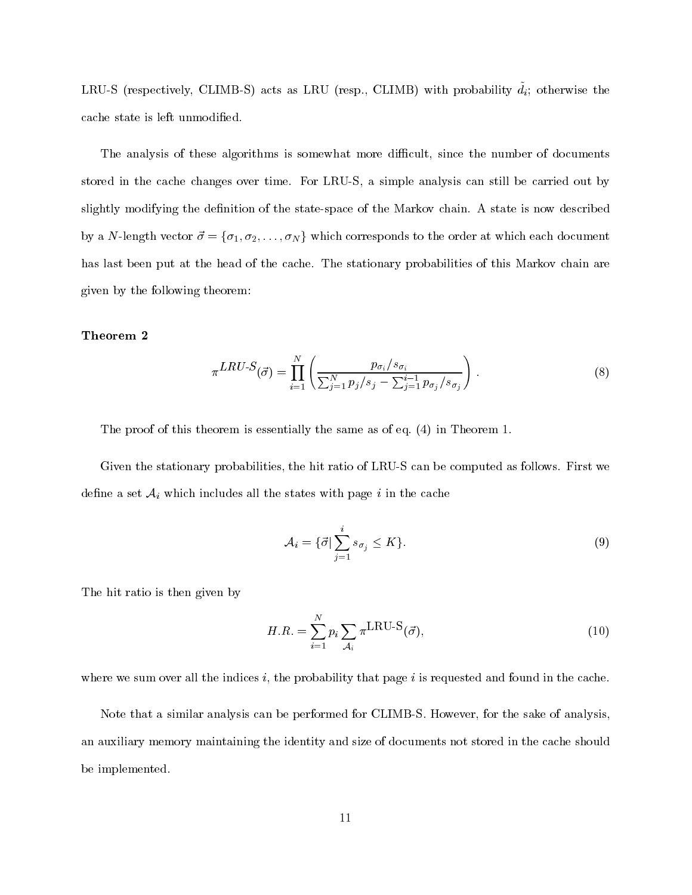LRU-S (respectively, CLIMB-S) acts as LRU (resp., CLIMB) with probability $\tilde{d}_i$; otherwise the cache state is left unmodified.

The analysis of these algorithms is somewhat more difficult, since the number of documents stored in the cache changes over time. For LRU-S, a simple analysis can still be carried out by slightly modifying the definition of the state-space of the Markov chain. A state is now described by a $N$-length vector $\vec{\sigma} = \{\sigma_1, \sigma_2, \ldots, \sigma_N\}$ which corresponds to the order at which each document has last been put at the head of the cache. The stationary probabilities of this Markov chain are given by the following theorem:

**Theorem 2**

$$\pi^{LRU\text{-}S}(\vec{\sigma}) = \prod_{i=1}^{N} \left( \frac{p_{\sigma_i}/s_{\sigma_i}}{\sum_{j=1}^{N} p_j/s_j - \sum_{j=1}^{i-1} p_{\sigma_j}/s_{\sigma_j}} \right). \tag{8}$$

The proof of this theorem is essentially the same as of eq. (4) in Theorem 1.

Given the stationary probabilities, the hit ratio of LRU-S can be computed as follows. First we define a set $\mathcal{A}_i$ which includes all the states with page $i$ in the cache

$$\mathcal{A}_i = \{\vec{\sigma} | \sum_{j=1}^{i} s_{\sigma_j} \le K\}. \tag{9}$$

The hit ratio is then given by

$$H.R. = \sum_{i=1}^{N} p_i \sum_{\mathcal{A}_i} \pi^{\text{LRU-S}}(\vec{\sigma}), \tag{10}$$

where we sum over all the indices $i$, the probability that page $i$ is requested and found in the cache.

Note that a similar analysis can be performed for CLIMB-S. However, for the sake of analysis, an auxiliary memory maintaining the identity and size of documents not stored in the cache should be implemented.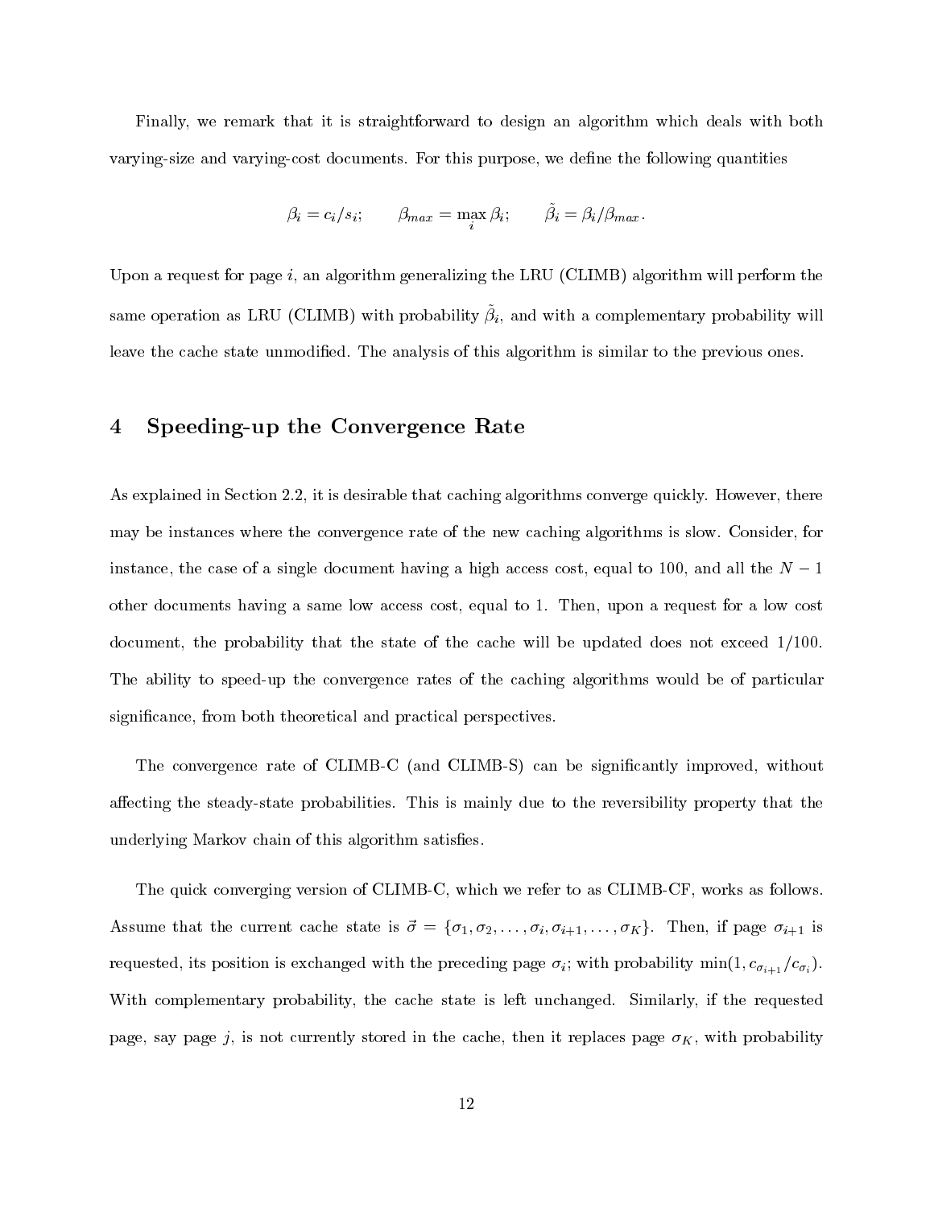Finally, we remark that it is straightforward to design an algorithm which deals with both varying-size and varying-cost documents. For this purpose, we define the following quantities

$$\beta_i = c_i/s_i; \qquad \beta_{max} = \max_i \beta_i; \qquad \tilde{\beta}_i = \beta_i/\beta_{max}.$$

Upon a request for page $i$, an algorithm generalizing the LRU (CLIMB) algorithm will perform the same operation as LRU (CLIMB) with probability $\tilde{\beta}_i$, and with a complementary probability will leave the cache state unmodified. The analysis of this algorithm is similar to the previous ones.

## 4 Speeding-up the Convergence Rate

As explained in Section 2.2, it is desirable that caching algorithms converge quickly. However, there may be instances where the convergence rate of the new caching algorithms is slow. Consider, for instance, the case of a single document having a high access cost, equal to 100, and all the $N-1$ other documents having a same low access cost, equal to 1. Then, upon a request for a low cost document, the probability that the state of the cache will be updated does not exceed 1/100. The ability to speed-up the convergence rates of the caching algorithms would be of particular significance, from both theoretical and practical perspectives.

The convergence rate of CLIMB-C (and CLIMB-S) can be significantly improved, without affecting the steady-state probabilities. This is mainly due to the reversibility property that the underlying Markov chain of this algorithm satisfies.

The quick converging version of CLIMB-C, which we refer to as CLIMB-CF, works as follows. Assume that the current cache state is $\vec{\sigma} = \{\sigma_1, \sigma_2, \ldots, \sigma_i, \sigma_{i+1}, \ldots, \sigma_K\}$. Then, if page $\sigma_{i+1}$ is requested, its position is exchanged with the preceding page $\sigma_i$; with probability $\min(1, c_{\sigma_{i+1}}/c_{\sigma_i})$. With complementary probability, the cache state is left unchanged. Similarly, if the requested page, say page $j$, is not currently stored in the cache, then it replaces page $\sigma_K$, with probability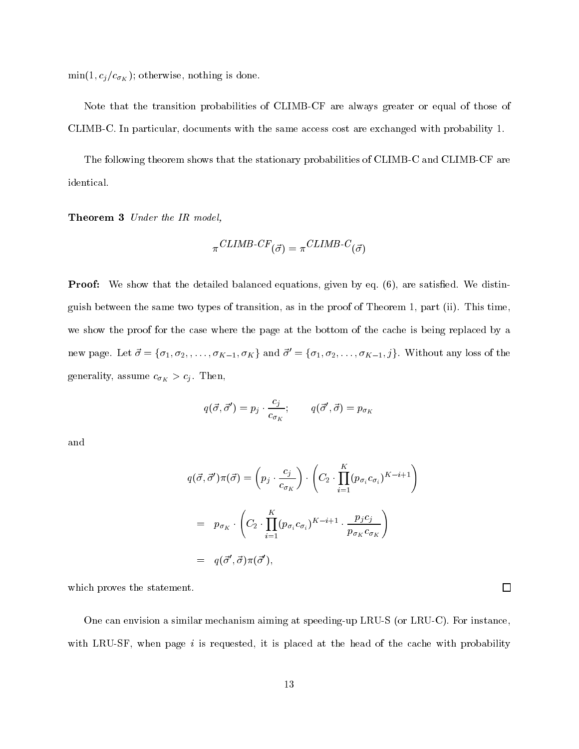$\min(1, c_j/c_{\sigma_K})$; otherwise, nothing is done.

Note that the transition probabilities of CLIMB-CF are always greater or equal of those of CLIMB-C. In particular, documents with the same access cost are exchanged with probability 1.

The following theorem shows that the stationary probabilities of CLIMB-C and CLIMB-CF are identical.

**Theorem 3** *Under the IR model,*

$$\pi^{CLIMB\text{-}CF}(\vec{\sigma}) = \pi^{CLIMB\text{-}C}(\vec{\sigma})$$

**Proof:** We show that the detailed balanced equations, given by eq. (6), are satisfied. We distinguish between the same two types of transition, as in the proof of Theorem 1, part (ii). This time, we show the proof for the case where the page at the bottom of the cache is being replaced by a new page. Let $\vec{\sigma} = \{\sigma_1, \sigma_2, , \ldots, \sigma_{K-1}, \sigma_K\}$ and $\vec{\sigma}' = \{\sigma_1, \sigma_2, \ldots, \sigma_{K-1}, j\}$. Without any loss of the generality, assume $c_{\sigma_K} > c_j$. Then,

$$q(\vec{\sigma}, \vec{\sigma}') = p_j \cdot \frac{c_j}{c_{\sigma_K}}; \qquad q(\vec{\sigma}', \vec{\sigma}) = p_{\sigma_K}$$

and

$$\begin{aligned}
q(\vec{\sigma}, \vec{\sigma}')\pi(\vec{\sigma}) &= \left(p_j \cdot \frac{c_j}{c_{\sigma_K}}\right) \cdot \left(C_2 \cdot \prod_{i=1}^{K} (p_{\sigma_i} c_{\sigma_i})^{K-i+1}\right) \\
&= p_{\sigma_K} \cdot \left(C_2 \cdot \prod_{i=1}^{K} (p_{\sigma_i} c_{\sigma_i})^{K-i+1} \cdot \frac{p_j c_j}{p_{\sigma_K} c_{\sigma_K}}\right) \\
&= q(\vec{\sigma}', \vec{\sigma})\pi(\vec{\sigma}'),
\end{aligned}$$

which proves the statement. □

One can envision a similar mechanism aiming at speeding-up LRU-S (or LRU-C). For instance, with LRU-SF, when page $i$ is requested, it is placed at the head of the cache with probability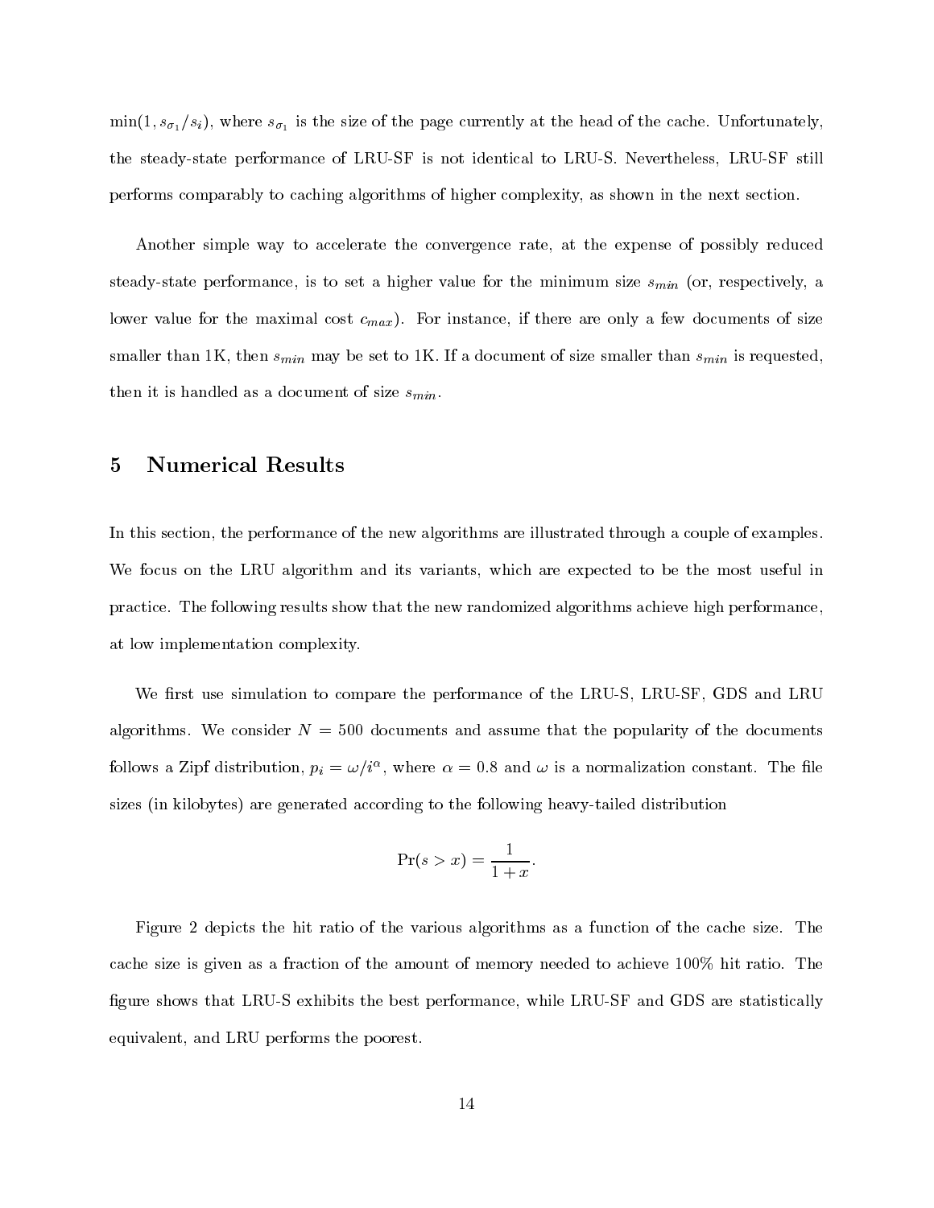$\min(1, s_{\sigma_1}/s_i)$, where $s_{\sigma_1}$ is the size of the page currently at the head of the cache. Unfortunately, the steady-state performance of LRU-SF is not identical to LRU-S. Nevertheless, LRU-SF still performs comparably to caching algorithms of higher complexity, as shown in the next section.

Another simple way to accelerate the convergence rate, at the expense of possibly reduced steady-state performance, is to set a higher value for the minimum size $s_{min}$ (or, respectively, a lower value for the maximal cost $c_{max}$). For instance, if there are only a few documents of size smaller than 1K, then $s_{min}$ may be set to 1K. If a document of size smaller than $s_{min}$ is requested, then it is handled as a document of size $s_{min}$.

## 5 Numerical Results

In this section, the performance of the new algorithms are illustrated through a couple of examples. We focus on the LRU algorithm and its variants, which are expected to be the most useful in practice. The following results show that the new randomized algorithms achieve high performance, at low implementation complexity.

We first use simulation to compare the performance of the LRU-S, LRU-SF, GDS and LRU algorithms. We consider $N = 500$ documents and assume that the popularity of the documents follows a Zipf distribution, $p_i = \omega / i^{\alpha}$, where $\alpha = 0.8$ and $\omega$ is a normalization constant. The file sizes (in kilobytes) are generated according to the following heavy-tailed distribution

$$\Pr(s > x) = \frac{1}{1 + x}.$$

Figure 2 depicts the hit ratio of the various algorithms as a function of the cache size. The cache size is given as a fraction of the amount of memory needed to achieve 100% hit ratio. The figure shows that LRU-S exhibits the best performance, while LRU-SF and GDS are statistically equivalent, and LRU performs the poorest.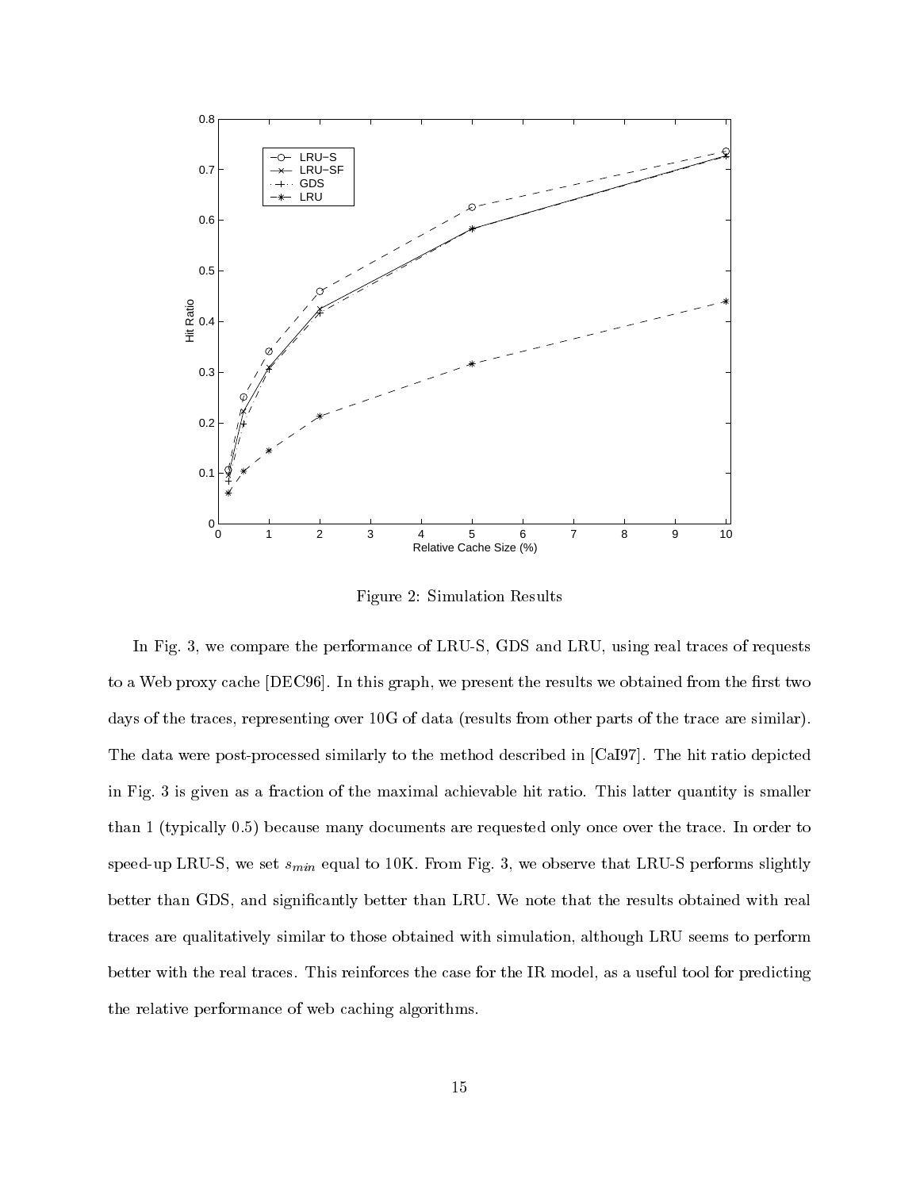Figure 2: Simulation Results

In Fig. 3, we compare the performance of LRU-S, GDS and LRU, using real traces of requests to a Web proxy cache [DEC96]. In this graph, we present the results we obtained from the first two days of the traces, representing over 10G of data (results from other parts of the trace are similar). The data were post-processed similarly to the method described in [CaI97]. The hit ratio depicted in Fig. 3 is given as a fraction of the maximal achievable hit ratio. This latter quantity is smaller than 1 (typically 0.5) because many documents are requested only once over the trace. In order to speed-up LRU-S, we set $s_{min}$ equal to 10K. From Fig. 3, we observe that LRU-S performs slightly better than GDS, and significantly better than LRU. We note that the results obtained with real traces are qualitatively similar to those obtained with simulation, although LRU seems to perform better with the real traces. This reinforces the case for the IR model, as a useful tool for predicting the relative performance of web caching algorithms.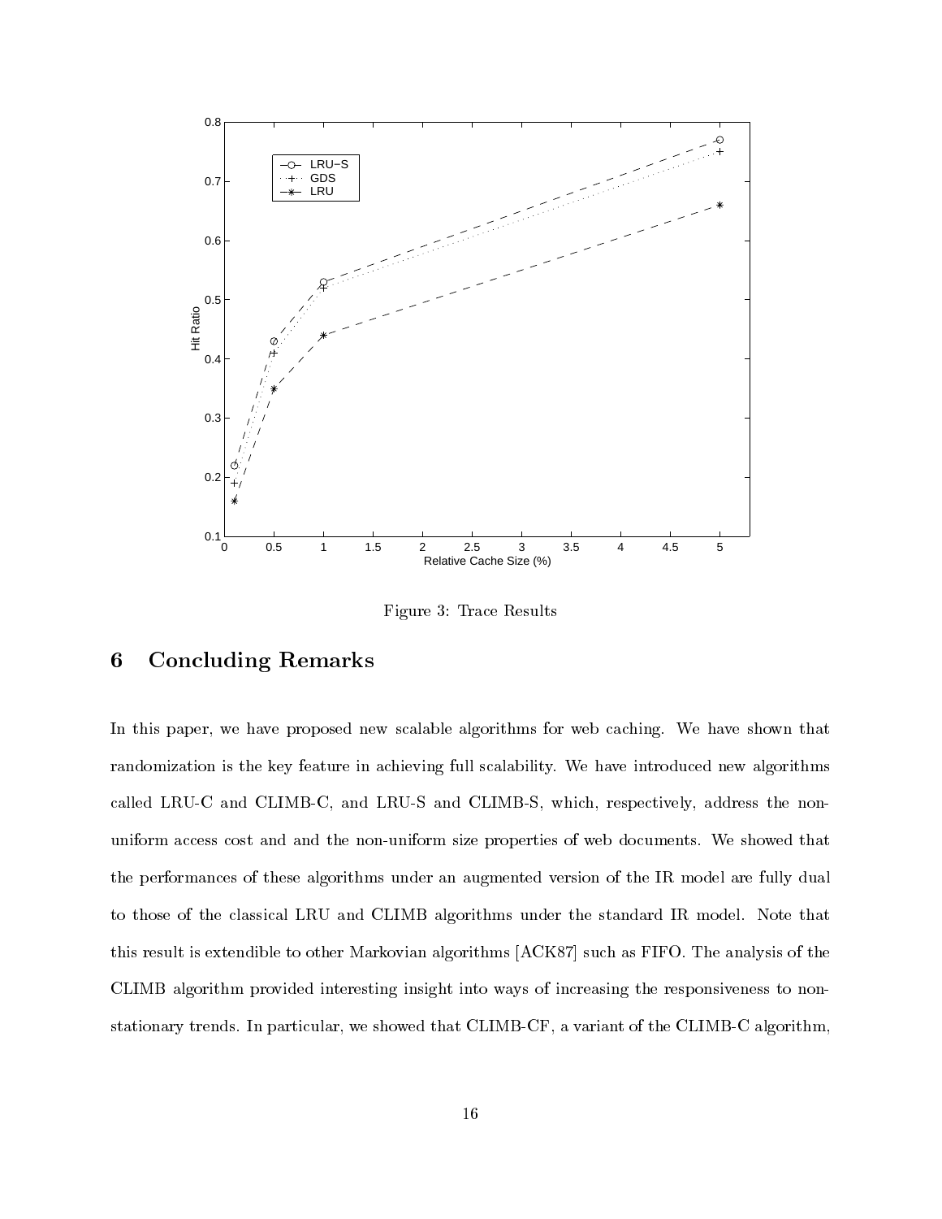Figure 3: Trace Results

## 6 Concluding Remarks

In this paper, we have proposed new scalable algorithms for web caching. We have shown that randomization is the key feature in achieving full scalability. We have introduced new algorithms called LRU-C and CLIMB-C, and LRU-S and CLIMB-S, which, respectively, address the non-uniform access cost and and the non-uniform size properties of web documents. We showed that the performances of these algorithms under an augmented version of the IR model are fully dual to those of the classical LRU and CLIMB algorithms under the standard IR model. Note that this result is extendible to other Markovian algorithms [ACK87] such as FIFO. The analysis of the CLIMB algorithm provided interesting insight into ways of increasing the responsiveness to non-stationary trends. In particular, we showed that CLIMB-CF, a variant of the CLIMB-C algorithm,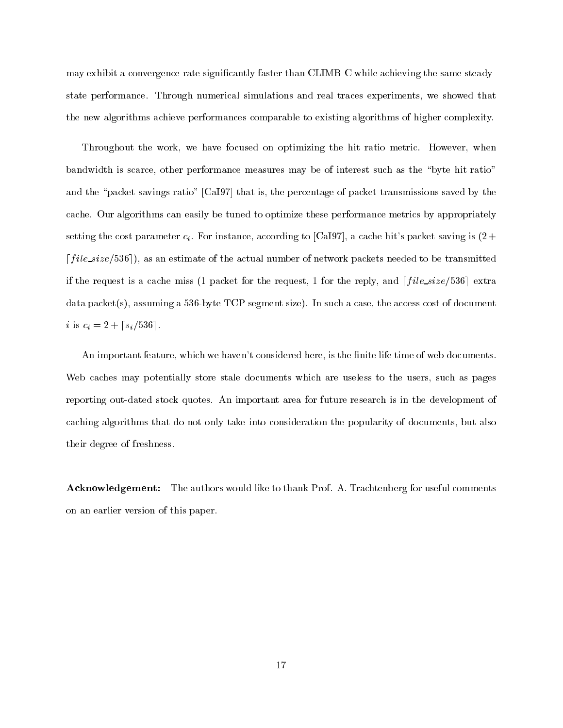may exhibit a convergence rate significantly faster than CLIMB-C while achieving the same steady-state performance. Through numerical simulations and real traces experiments, we showed that the new algorithms achieve performances comparable to existing algorithms of higher complexity.

Throughout the work, we have focused on optimizing the hit ratio metric. However, when bandwidth is scarce, other performance measures may be of interest such as the "byte hit ratio" and the "packet savings ratio" [CaI97] that is, the percentage of packet transmissions saved by the cache. Our algorithms can easily be tuned to optimize these performance metrics by appropriately setting the cost parameter $c_i$. For instance, according to [CaI97], a cache hit's packet saving is $(2 + \lceil file\_size/536 \rceil)$, as an estimate of the actual number of network packets needed to be transmitted if the request is a cache miss (1 packet for the request, 1 for the reply, and $\lceil file\_size/536 \rceil$ extra data packet(s), assuming a 536-byte TCP segment size). In such a case, the access cost of document $i$ is $c_i = 2 + \lceil s_i/536 \rceil$.

An important feature, which we haven't considered here, is the finite life time of web documents. Web caches may potentially store stale documents which are useless to the users, such as pages reporting out-dated stock quotes. An important area for future research is in the development of caching algorithms that do not only take into consideration the popularity of documents, but also their degree of freshness.

**Acknowledgement:** The authors would like to thank Prof. A. Trachtenberg for useful comments on an earlier version of this paper.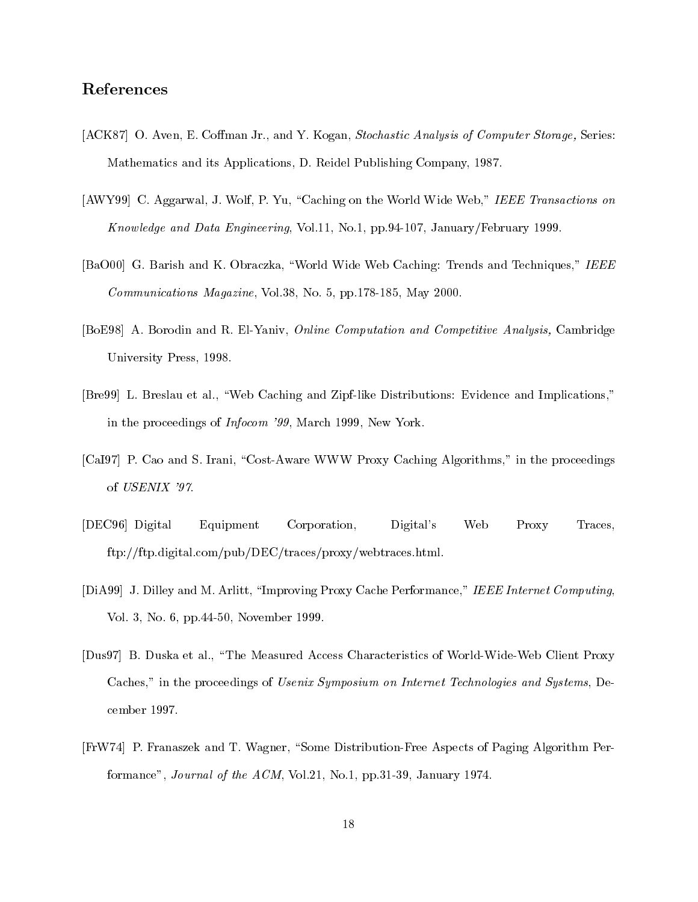## References

[ACK87] O. Aven, E. Coffman Jr., and Y. Kogan, *Stochastic Analysis of Computer Storage,* Series: Mathematics and its Applications, D. Reidel Publishing Company, 1987.

[AWY99] C. Aggarwal, J. Wolf, P. Yu, "Caching on the World Wide Web," *IEEE Transactions on Knowledge and Data Engineering*, Vol.11, No.1, pp.94-107, January/February 1999.

[BaO00] G. Barish and K. Obraczka, "World Wide Web Caching: Trends and Techniques," *IEEE Communications Magazine*, Vol.38, No. 5, pp.178-185, May 2000.

[BoE98] A. Borodin and R. El-Yaniv, *Online Computation and Competitive Analysis,* Cambridge University Press, 1998.

[Bre99] L. Breslau et al., "Web Caching and Zipf-like Distributions: Evidence and Implications," in the proceedings of *Infocom '99*, March 1999, New York.

[CaI97] P. Cao and S. Irani, "Cost-Aware WWW Proxy Caching Algorithms," in the proceedings of *USENIX '97*.

[DEC96] Digital Equipment Corporation, Digital's Web Proxy Traces, ftp://ftp.digital.com/pub/DEC/traces/proxy/webtraces.html.

[DiA99] J. Dilley and M. Arlitt, "Improving Proxy Cache Performance," *IEEE Internet Computing*, Vol. 3, No. 6, pp.44-50, November 1999.

[Dus97] B. Duska et al., "The Measured Access Characteristics of World-Wide-Web Client Proxy Caches," in the proceedings of *Usenix Symposium on Internet Technologies and Systems*, December 1997.

[FrW74] P. Franaszek and T. Wagner, "Some Distribution-Free Aspects of Paging Algorithm Performance", *Journal of the ACM*, Vol.21, No.1, pp.31-39, January 1974.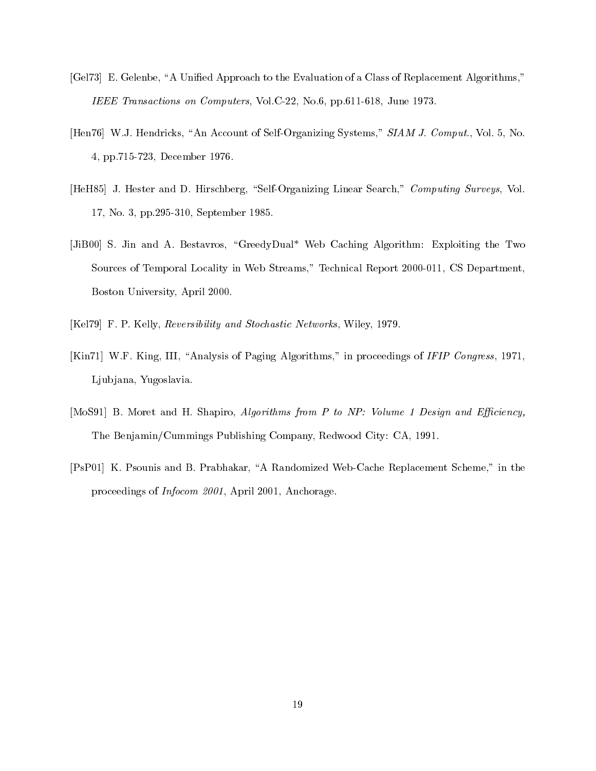[Gel73] E. Gelenbe, "A Unified Approach to the Evaluation of a Class of Replacement Algorithms," *IEEE Transactions on Computers*, Vol.C-22, No.6, pp.611-618, June 1973.

[Hen76] W.J. Hendricks, "An Account of Self-Organizing Systems," *SIAM J. Comput.*, Vol. 5, No. 4, pp.715-723, December 1976.

[HeH85] J. Hester and D. Hirschberg, "Self-Organizing Linear Search," *Computing Surveys*, Vol. 17, No. 3, pp.295-310, September 1985.

[JiB00] S. Jin and A. Bestavros, "GreedyDual* Web Caching Algorithm: Exploiting the Two Sources of Temporal Locality in Web Streams," Technical Report 2000-011, CS Department, Boston University, April 2000.

[Kel79] F. P. Kelly, *Reversibility and Stochastic Networks*, Wiley, 1979.

[Kin71] W.F. King, III, "Analysis of Paging Algorithms," in proceedings of *IFIP Congress*, 1971, Ljubjana, Yugoslavia.

[MoS91] B. Moret and H. Shapiro, *Algorithms from P to NP: Volume 1 Design and Efficiency,* The Benjamin/Cummings Publishing Company, Redwood City: CA, 1991.

[PsP01] K. Psounis and B. Prabhakar, "A Randomized Web-Cache Replacement Scheme," in the proceedings of *Infocom 2001*, April 2001, Anchorage.